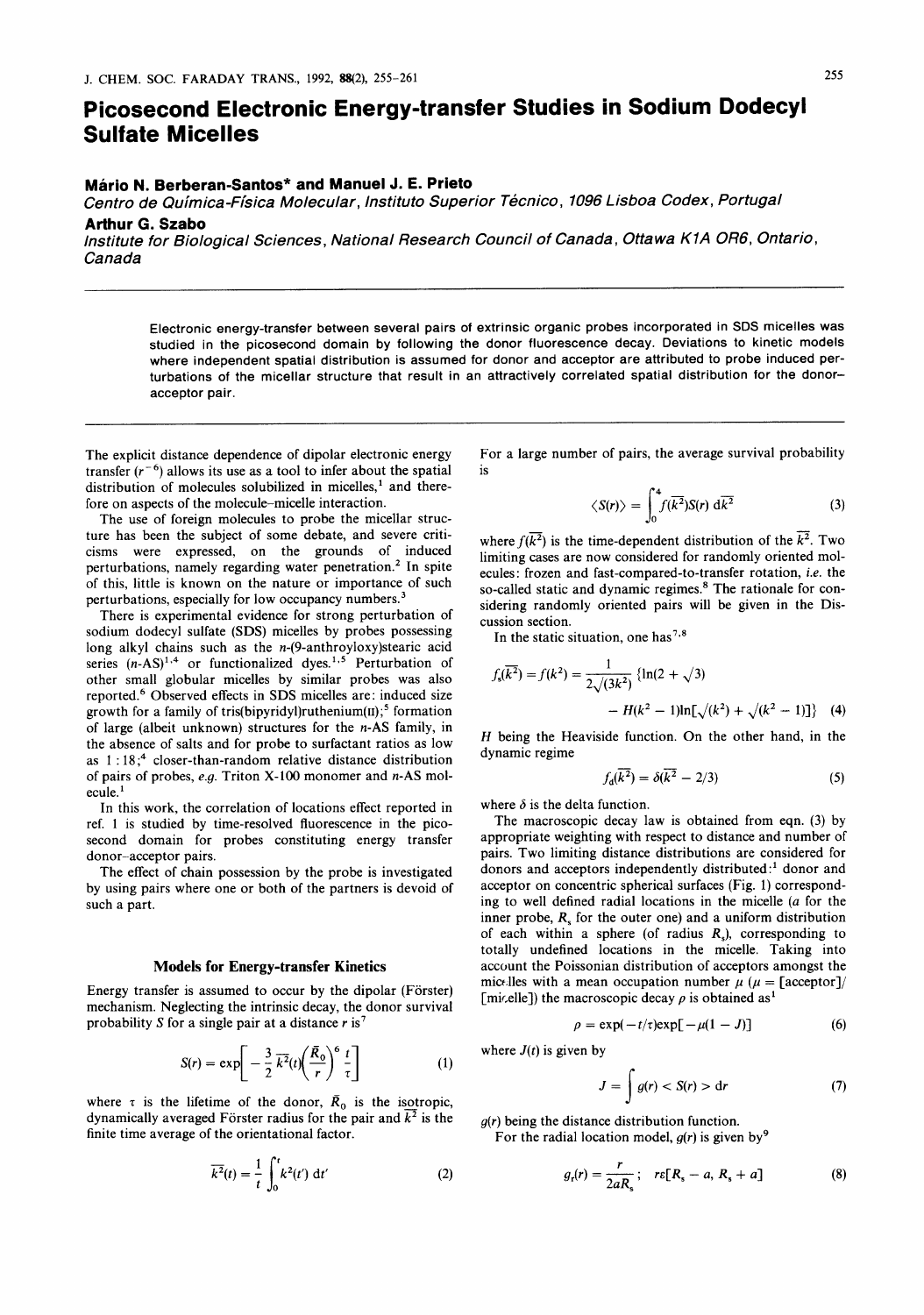# Picosecond Electronic Energy-transfer Studies in Sodium Dodecyl Sulfate Micelles

**Mário N. Berberan-Santos\* and Manuel J. E. Prieto**

*Centro de Química-Física Molecular, Instituto Superior Técnico, 1096 Lisboa Codex, Portugal*

**Arthur G. Szabo**

*Institute for Biological Sciences, National Research Council of Canada, Ottawa K1A OR6, Ontario, Canada*

Electronic energy-transfer between several pairs of extrinsic organic probes incorporated in SDS micelles was studied in the picosecond domain by following the donor fluorescence decay. Deviations to kinetic models where independent spatial distribution is assumed for donor and acceptor are attributed to probe induced perturbations of the micellar structure that result in an attractively correlated spatial distribution for the donor–acceptor pair.

The explicit distance dependence of dipolar electronic energy transfer ($r^{-6}$) allows its use as a tool to infer about the spatial distribution of molecules solubilized in micelles,[1] and therefore on aspects of the molecule–micelle interaction.

The use of foreign molecules to probe the micellar structure has been the subject of some debate, and severe criticisms were expressed, on the grounds of induced perturbations, namely regarding water penetration.[2] In spite of this, little is known on the nature or importance of such perturbations, especially for low occupancy numbers.[3]

There is experimental evidence for strong perturbation of sodium dodecyl sulfate (SDS) micelles by probes possessing long alkyl chains such as the $n$-(9-anthroyloxy)stearic acid series ($n$-AS)[1,4] or functionalized dyes.[1,5] Perturbation of other small globular micelles by similar probes was also reported.[6] Observed effects in SDS micelles are: induced size growth for a family of tris(bipyridyl)ruthenium(II);[5] formation of large (albeit unknown) structures for the $n$-AS family, in the absence of salts and for probe to surfactant ratios as low as 1 : 18;[4] closer-than-random relative distance distribution of pairs of probes, *e.g.* Triton X-100 monomer and $n$-AS molecule.[1]

In this work, the correlation of locations effect reported in ref. 1 is studied by time-resolved fluorescence in the picosecond domain for probes constituting energy transfer donor–acceptor pairs.

The effect of chain possession by the probe is investigated by using pairs where one or both of the partners is devoid of such a part.

## Models for Energy-transfer Kinetics

Energy transfer is assumed to occur by the dipolar (Förster) mechanism. Neglecting the intrinsic decay, the donor survival probability $S$ for a single pair at a distance $r$ is[7]

$$S(r) = \exp\left[-\frac{3}{2}\,\overline{k^2}(t)\left(\frac{\bar{R}_0}{r}\right)^6 \frac{t}{\tau}\right] \tag{1}$$

where $\tau$ is the lifetime of the donor, $\bar{R}_0$ is the isotropic, dynamically averaged Förster radius for the pair and $\overline{k^2}$ is the finite time average of the orientational factor.

$$\overline{k^2}(t) = \frac{1}{t}\int_0^t k^2(t')\,dt' \tag{2}$$

For a large number of pairs, the average survival probability is

$$\langle S(r)\rangle = \int_0^4 f(\overline{k^2})S(r)\,d\overline{k^2} \tag{3}$$

where $f(\overline{k^2})$ is the time-dependent distribution of the $\overline{k^2}$. Two limiting cases are now considered for randomly oriented molecules: frozen and fast-compared-to-transfer rotation, *i.e.* the so-called static and dynamic regimes.[8] The rationale for considering randomly oriented pairs will be given in the Discussion section.

In the static situation, one has[7,8]

$$f_s(\overline{k^2}) = f(k^2) = \frac{1}{2\sqrt{(3k^2)}}\{\ln(2+\sqrt{3}) - H(k^2-1)\ln[\sqrt{(k^2)}+\sqrt{(k^2-1)}]\} \tag{4}$$

$H$ being the Heaviside function. On the other hand, in the dynamic regime

$$f_d(\overline{k^2}) = \delta(\overline{k^2} - 2/3) \tag{5}$$

where $\delta$ is the delta function.

The macroscopic decay law is obtained from eqn. (3) by appropriate weighting with respect to distance and number of pairs. Two limiting distance distributions are considered for donors and acceptors independently distributed:[1] donor and acceptor on concentric spherical surfaces (Fig. 1) corresponding to well defined radial locations in the micelle ($a$ for the inner probe, $R_s$ for the outer one) and a uniform distribution of each within a sphere (of radius $R_s$), corresponding to totally undefined locations in the micelle. Taking into account the Poissonian distribution of acceptors amongst the micelles with a mean occupation number $\mu$ ($\mu$ = [acceptor]/[micelle]) the macroscopic decay $\rho$ is obtained as[1]

$$\rho = \exp(-t/\tau)\exp[-\mu(1-J)] \tag{6}$$

where $J(t)$ is given by

$$J = \int g(r) < S(r) > dr \tag{7}$$

$g(r)$ being the distance distribution function.

For the radial location model, $g(r)$ is given by[9]

$$g_r(r) = \frac{r}{2aR_s};\quad r\epsilon[R_s - a, R_s + a] \tag{8}$$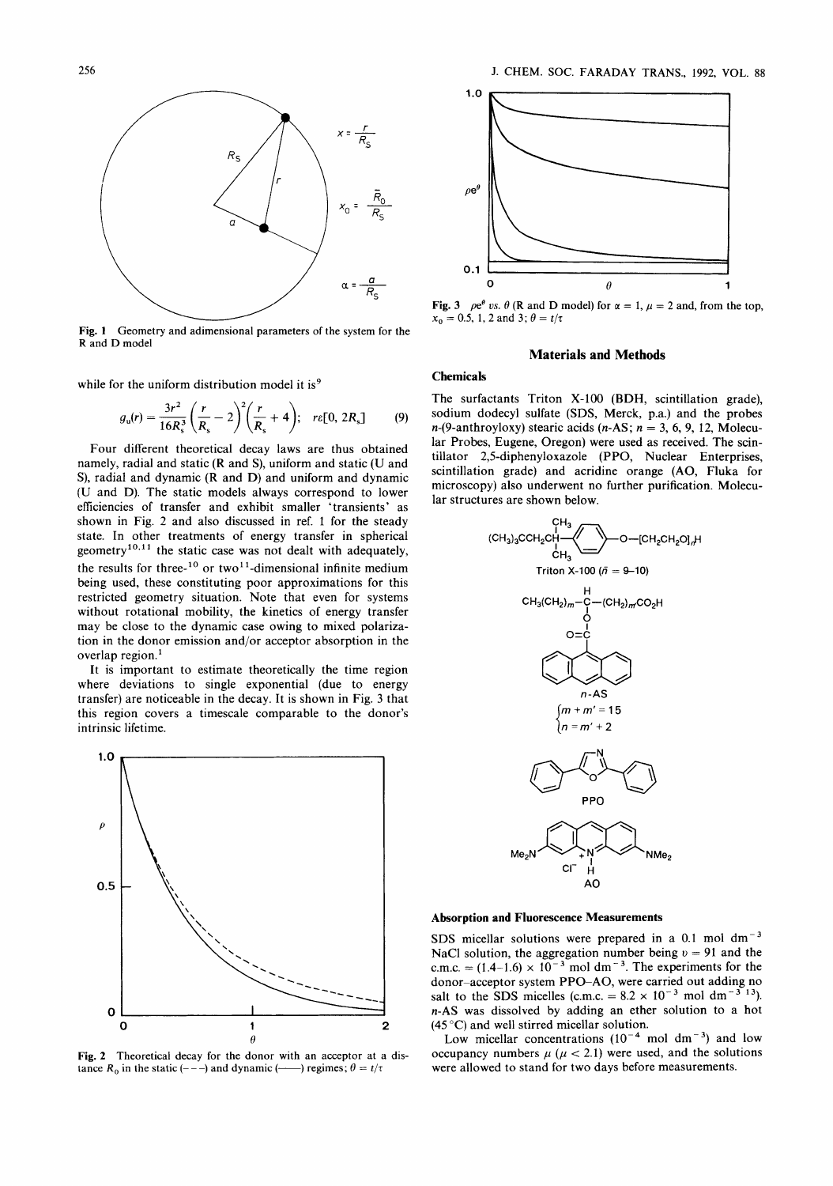Fig. 1 Geometry and adimensional parameters of the system for the R and D model

while for the uniform distribution model it is[9]

$$g_u(r) = \frac{3r^2}{16R_s^3}\left(\frac{r}{R_s} - 2\right)^2\left(\frac{r}{R_s} + 4\right); \quad r\epsilon[0, 2R_s] \tag{9}$$

Four different theoretical decay laws are thus obtained namely, radial and static (R and S), uniform and static (U and S), radial and dynamic (R and D) and uniform and dynamic (U and D). The static models always correspond to lower efficiencies of transfer and exhibit smaller 'transients' as shown in Fig. 2 and also discussed in ref. 1 for the steady state. In other treatments of energy transfer in spherical geometry[10,11] the static case was not dealt with adequately, the results for three-[10] or two[11]-dimensional infinite medium being used, these constituting poor approximations for this restricted geometry situation. Note that even for systems without rotational mobility, the kinetics of energy transfer may be close to the dynamic case owing to mixed polarization in the donor emission and/or acceptor absorption in the overlap region.[1]

It is important to estimate theoretically the time region where deviations to single exponential (due to energy transfer) are noticeable in the decay. It is shown in Fig. 3 that this region covers a timescale comparable to the donor's intrinsic lifetime.

Fig. 2 Theoretical decay for the donor with an acceptor at a distance $R_0$ in the static (- - -) and dynamic (——) regimes; $\theta = t/\tau$

Fig. 3 $\rho e^{\theta}$ vs. $\theta$ (R and D model) for $\alpha = 1$, $\mu = 2$ and, from the top, $x_0 = 0.5$, 1, 2 and 3; $\theta = t/\tau$

## Materials and Methods

### Chemicals

The surfactants Triton X-100 (BDH, scintillation grade), sodium dodecyl sulfate (SDS, Merck, p.a.) and the probes $n$-(9-anthroyloxy) stearic acids ($n$-AS; $n$ = 3, 6, 9, 12, Molecular Probes, Eugene, Oregon) were used as received. The scintillator 2,5-diphenyloxazole (PPO, Nuclear Enterprises, scintillation grade) and acridine orange (AO, Fluka for microscopy) also underwent no further purification. Molecular structures are shown below.

Triton X-100 ($\bar{n}$ = 9–10)

$n$-AS

$\{m + m' = 15$, $n = m' + 2\}$

PPO

AO

### Absorption and Fluorescence Measurements

SDS micellar solutions were prepared in a 0.1 mol $dm^{-3}$ NaCl solution, the aggregation number being $\upsilon = 91$ and the c.m.c. = $(1.4\text{–}1.6) \times 10^{-3}$ mol $dm^{-3}$. The experiments for the donor–acceptor system PPO–AO, were carried out adding no salt to the SDS micelles (c.m.c. = $8.2 \times 10^{-3}$ mol $dm^{-3}$ [13]). $n$-AS was dissolved by adding an ether solution to a hot (45 °C) and well stirred micellar solution.

Low micellar concentrations ($10^{-4}$ mol $dm^{-3}$) and low occupancy numbers $\mu$ ($\mu < 2.1$) were used, and the solutions were allowed to stand for two days before measurements.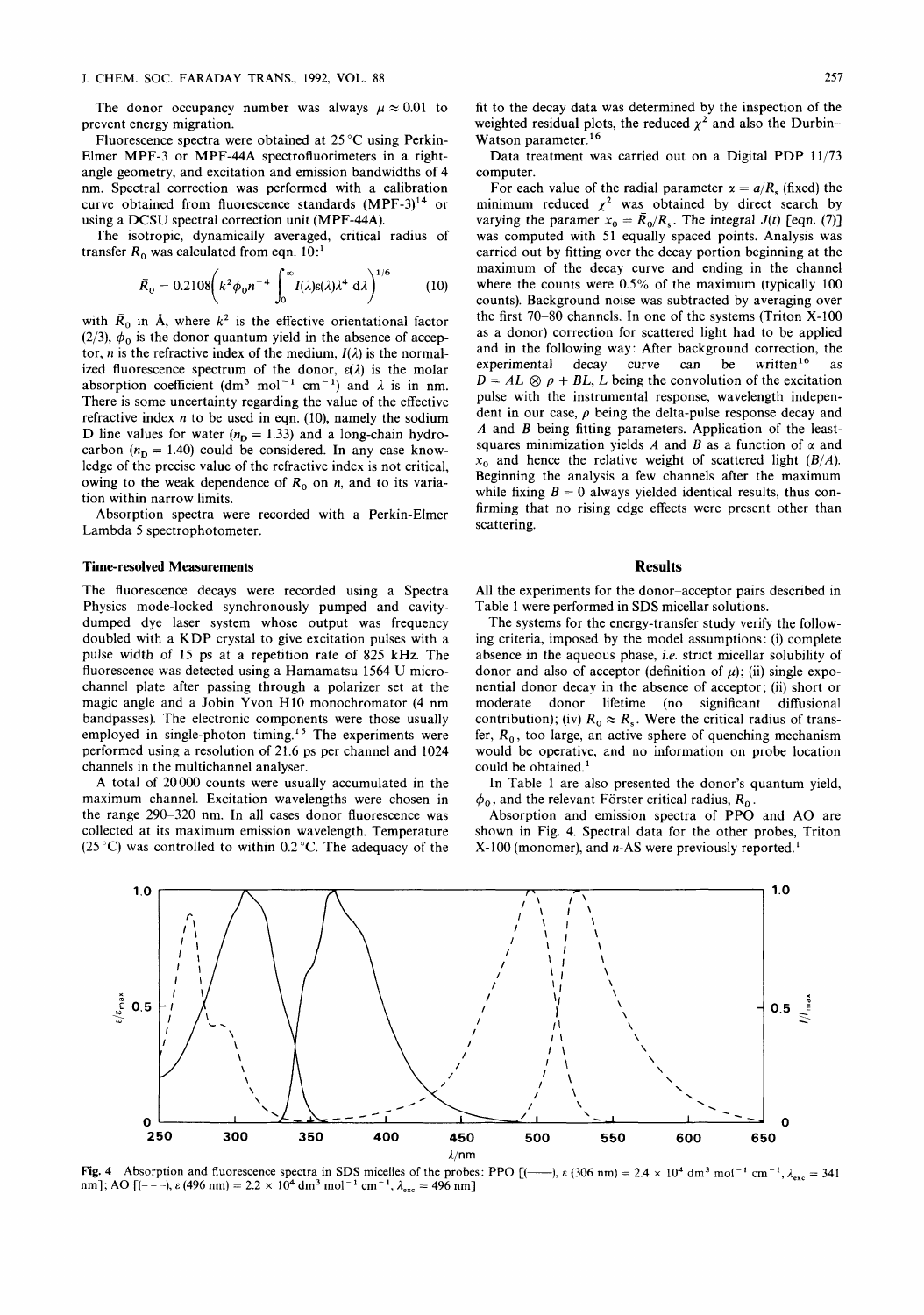The donor occupancy number was always $\mu \approx 0.01$ to prevent energy migration.

Fluorescence spectra were obtained at 25 °C using Perkin-Elmer MPF-3 or MPF-44A spectrofluorimeters in a right-angle geometry, and excitation and emission bandwidths of 4 nm. Spectral correction was performed with a calibration curve obtained from fluorescence standards (MPF-3)[14] or using a DCSU spectral correction unit (MPF-44A).

The isotropic, dynamically averaged, critical radius of transfer $\bar{R}_0$ was calculated from eqn. 10:[1]

$$\bar{R}_0 = 0.2108\left(k^2\phi_0 n^{-4}\int_0^{\infty} I(\lambda)\varepsilon(\lambda)\lambda^4\,\mathrm{d}\lambda\right)^{1/6} \quad (10)$$

with $\bar{R}_0$ in Å, where $k^2$ is the effective orientational factor (2/3), $\phi_0$ is the donor quantum yield in the absence of acceptor, $n$ is the refractive index of the medium, $I(\lambda)$ is the normalized fluorescence spectrum of the donor, $\varepsilon(\lambda)$ is the molar absorption coefficient (dm$^3$ mol$^{-1}$ cm$^{-1}$) and $\lambda$ is in nm. There is some uncertainty regarding the value of the effective refractive index $n$ to be used in eqn. (10), namely the sodium D line values for water ($n_D = 1.33$) and a long-chain hydrocarbon ($n_D = 1.40$) could be considered. In any case knowledge of the precise value of the refractive index is not critical, owing to the weak dependence of $R_0$ on $n$, and to its variation within narrow limits.

Absorption spectra were recorded with a Perkin-Elmer Lambda 5 spectrophotometer.

### Time-resolved Measurements

The fluorescence decays were recorded using a Spectra Physics mode-locked synchronously pumped and cavity-dumped dye laser system whose output was frequency doubled with a KDP crystal to give excitation pulses with a pulse width of 15 ps at a repetition rate of 825 kHz. The fluorescence was detected using a Hamamatsu 1564 U microchannel plate after passing through a polarizer set at the magic angle and a Jobin Yvon H10 monochromator (4 nm bandpasses). The electronic components were those usually employed in single-photon timing.[15] The experiments were performed using a resolution of 21.6 ps per channel and 1024 channels in the multichannel analyser.

A total of 20 000 counts were usually accumulated in the maximum channel. Excitation wavelengths were chosen in the range 290–320 nm. In all cases donor fluorescence was collected at its maximum emission wavelength. Temperature (25 °C) was controlled to within 0.2 °C. The adequacy of the fit to the decay data was determined by the inspection of the weighted residual plots, the reduced $\chi^2$ and also the Durbin–Watson parameter.[16]

Data treatment was carried out on a Digital PDP 11/73 computer.

For each value of the radial parameter $\alpha = a/R_s$ (fixed) the minimum reduced $\chi^2$ was obtained by direct search by varying the paramer $x_0 = \bar{R}_0/R_s$. The integral $J(t)$ [eqn. (7)] was computed with 51 equally spaced points. Analysis was carried out by fitting over the decay portion beginning at the maximum of the decay curve and ending in the channel where the counts were 0.5% of the maximum (typically 100 counts). Background noise was subtracted by averaging over the first 70–80 channels. In one of the systems (Triton X-100 as a donor) correction for scattered light had to be applied and in the following way: After background correction, the experimental decay curve can be written[16] as $D = AL \otimes \rho + BL$, $L$ being the convolution of the excitation pulse with the instrumental response, wavelength independent in our case, $\rho$ being the delta-pulse response decay and $A$ and $B$ being fitting parameters. Application of the least-squares minimization yields $A$ and $B$ as a function of $\alpha$ and $x_0$ and hence the relative weight of scattered light ($B/A$). Beginning the analysis a few channels after the maximum while fixing $B = 0$ always yielded identical results, thus confirming that no rising edge effects were present other than scattering.

## Results

All the experiments for the donor–acceptor pairs described in Table 1 were performed in SDS micellar solutions.

The systems for the energy-transfer study verify the following criteria, imposed by the model assumptions: (i) complete absence in the aqueous phase, *i.e.* strict micellar solubility of donor and also of acceptor (definition of $\mu$); (ii) single exponential donor decay in the absence of acceptor; (ii) short or moderate donor lifetime (no significant diffusional contribution); (iv) $R_0 \approx R_s$. Were the critical radius of transfer, $R_0$, too large, an active sphere of quenching mechanism would be operative, and no information on probe location could be obtained.[1]

In Table 1 are also presented the donor's quantum yield, $\phi_0$, and the relevant Förster critical radius, $R_0$.

Absorption and emission spectra of PPO and AO are shown in Fig. 4. Spectral data for the other probes, Triton X-100 (monomer), and *n*-AS were previously reported.[1]

**Fig. 4** Absorption and fluorescence spectra in SDS micelles of the probes: PPO [(——), $\varepsilon$ (306 nm) = $2.4 \times 10^4$ dm$^3$ mol$^{-1}$ cm$^{-1}$, $\lambda_{exc}$ = 341 nm]; AO [(– – –), $\varepsilon$ (496 nm) = $2.2 \times 10^4$ dm$^3$ mol$^{-1}$ cm$^{-1}$, $\lambda_{exc}$ = 496 nm]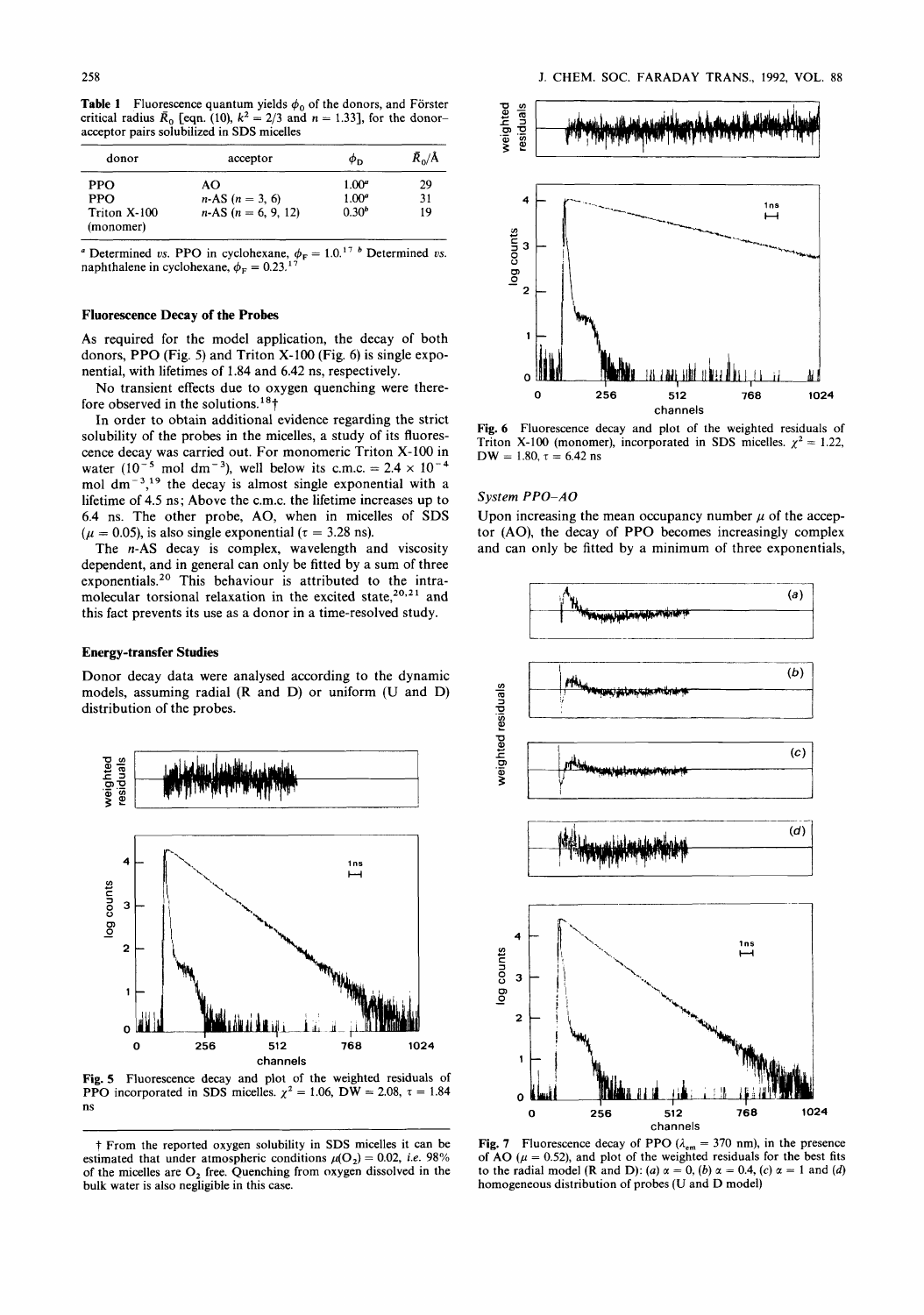**Table 1** Fluorescence quantum yields $\phi_D$ of the donors, and Förster critical radius $\bar{R}_0$ [eqn. (10), $k^2 = 2/3$ and $n = 1.33$], for the donor–acceptor pairs solubilized in SDS micelles

| donor | acceptor | $\phi_D$ | $\bar{R}_0$/Å |
|---|---|---|---|
| PPO | AO | 1.00[a] | 29 |
| PPO | $n$-AS ($n$ = 3, 6) | 1.00[a] | 31 |
| Triton X-100 (monomer) | $n$-AS ($n$ = 6, 9, 12) | 0.30[b] | 19 |

[a] Determined *vs.* PPO in cyclohexane, $\phi_F = 1.0$.[17] [b] Determined *vs.* naphthalene in cyclohexane, $\phi_F = 0.23$.[17]

### Fluorescence Decay of the Probes

As required for the model application, the decay of both donors, PPO (Fig. 5) and Triton X-100 (Fig. 6) is single exponential, with lifetimes of 1.84 and 6.42 ns, respectively.

No transient effects due to oxygen quenching were therefore observed in the solutions.[18]†

In order to obtain additional evidence regarding the strict solubility of the probes in the micelles, a study of its fluorescence decay was carried out. For monomeric Triton X-100 in water ($10^{-5}$ mol dm$^{-3}$), well below its c.m.c. = $2.4 \times 10^{-4}$ mol dm$^{-3}$,[19] the decay is almost single exponential with a lifetime of 4.5 ns; Above the c.m.c. the lifetime increases up to 6.4 ns. The other probe, AO, when in micelles of SDS ($\mu = 0.05$), is also single exponential ($\tau = 3.28$ ns).

The $n$-AS decay is complex, wavelength and viscosity dependent, and in general can only be fitted by a sum of three exponentials.[20] This behaviour is attributed to the intramolecular torsional relaxation in the excited state,[20,21] and this fact prevents its use as a donor in a time-resolved study.

### Energy-transfer Studies

Donor decay data were analysed according to the dynamic models, assuming radial (R and D) or uniform (U and D) distribution of the probes.

**Fig. 5** Fluorescence decay and plot of the weighted residuals of PPO incorporated in SDS micelles. $\chi^2 = 1.06$, DW = 2.08, $\tau = 1.84$ ns

† From the reported oxygen solubility in SDS micelles it can be estimated that under atmospheric conditions $\mu(O_2) = 0.02$, *i.e.* 98% of the micelles are $O_2$ free. Quenching from oxygen dissolved in the bulk water is also negligible in this case.

**Fig. 6** Fluorescence decay and plot of the weighted residuals of Triton X-100 (monomer), incorporated in SDS micelles. $\chi^2 = 1.22$, DW = 1.80, $\tau = 6.42$ ns

### System PPO–AO

Upon increasing the mean occupancy number $\mu$ of the acceptor (AO), the decay of PPO becomes increasingly complex and can only be fitted by a minimum of three exponentials,

**Fig. 7** Fluorescence decay of PPO ($\lambda_{em} = 370$ nm), in the presence of AO ($\mu = 0.52$), and plot of the weighted residuals for the best fits to the radial model (R and D): (*a*) $\alpha = 0$, (*b*) $\alpha = 0.4$, (*c*) $\alpha = 1$ and (*d*) homogeneous distribution of probes (U and D model)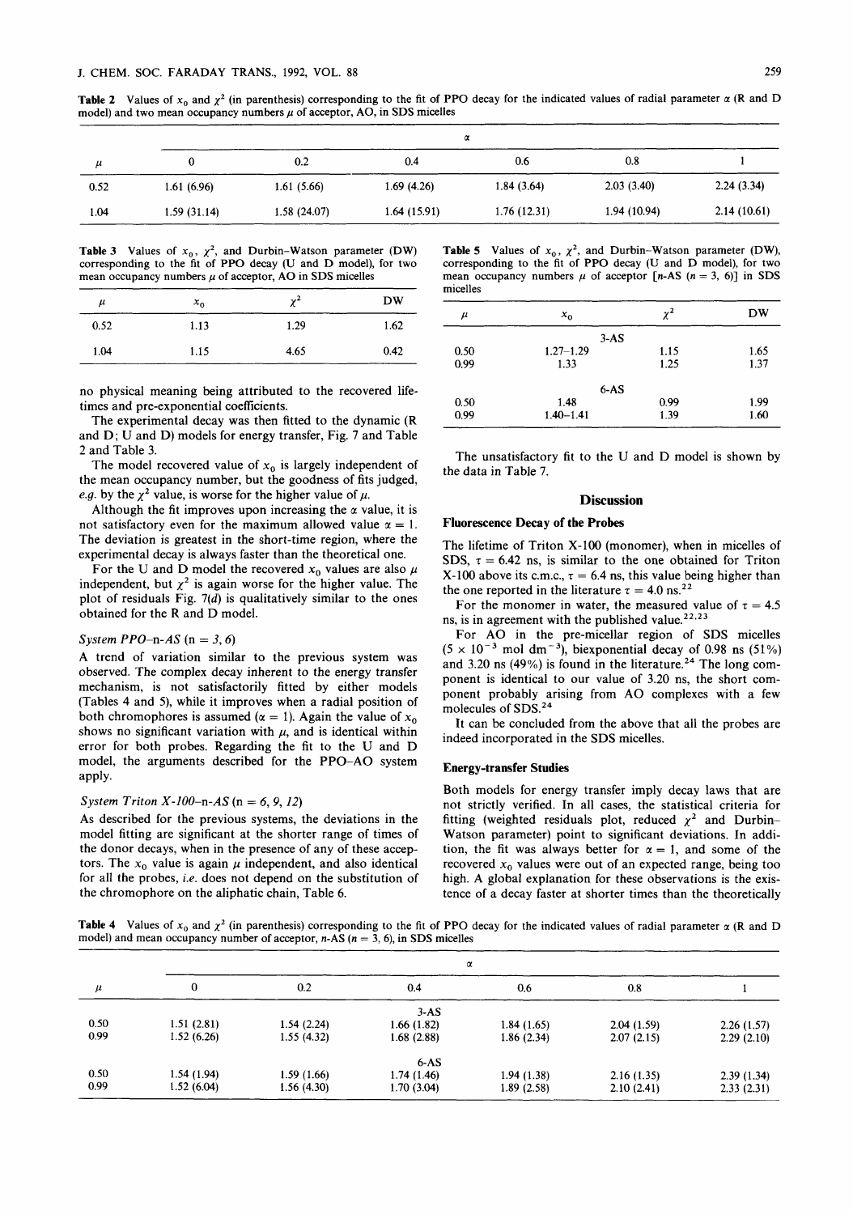**Table 2** Values of $x_0$ and $\chi^2$ (in parenthesis) corresponding to the fit of PPO decay for the indicated values of radial parameter $\alpha$ (R and D model) and two mean occupancy numbers $\mu$ of acceptor, AO, in SDS micelles

| $\mu$ | $\alpha$ 0 | 0.2 | 0.4 | 0.6 | 0.8 | 1 |
|---|---|---|---|---|---|---|
| 0.52 | 1.61 (6.96) | 1.61 (5.66) | 1.69 (4.26) | 1.84 (3.64) | 2.03 (3.40) | 2.24 (3.34) |
| 1.04 | 1.59 (31.14) | 1.58 (24.07) | 1.64 (15.91) | 1.76 (12.31) | 1.94 (10.94) | 2.14 (10.61) |

**Table 3** Values of $x_0$, $\chi^2$, and Durbin–Watson parameter (DW) corresponding to the fit of PPO decay (U and D model), for two mean occupancy numbers $\mu$ of acceptor, AO in SDS micelles

| $\mu$ | $x_0$ | $\chi^2$ | DW |
|---|---|---|---|
| 0.52 | 1.13 | 1.29 | 1.62 |
| 1.04 | 1.15 | 4.65 | 0.42 |

no physical meaning being attributed to the recovered lifetimes and pre-exponential coefficients.

The experimental decay was then fitted to the dynamic (R and D; U and D) models for energy transfer, Fig. 7 and Table 2 and Table 3.

The model recovered value of $x_0$ is largely independent of the mean occupancy number, but the goodness of fits judged, *e.g.* by the $\chi^2$ value, is worse for the higher value of $\mu$.

Although the fit improves upon increasing the $\alpha$ value, it is not satisfactory even for the maximum allowed value $\alpha = 1$. The deviation is greatest in the short-time region, where the experimental decay is always faster than the theoretical one.

For the U and D model the recovered $x_0$ values are also $\mu$ independent, but $\chi^2$ is again worse for the higher value. The plot of residuals Fig. 7(*d*) is qualitatively similar to the ones obtained for the R and D model.

### *System PPO–n-AS (n = 3, 6)*

A trend of variation similar to the previous system was observed. The complex decay inherent to the energy transfer mechanism, is not satisfactorily fitted by either models (Tables 4 and 5), while it improves when a radial position of both chromophores is assumed ($\alpha = 1$). Again the value of $x_0$ shows no significant variation with $\mu$, and is identical within error for both probes. Regarding the fit to the U and D model, the arguments described for the PPO–AO system apply.

### *System Triton X-100–n-AS (n = 6, 9, 12)*

As described for the previous systems, the deviations in the model fitting are significant at the shorter range of times of the donor decays, when in the presence of any of these acceptors. The $x_0$ value is again $\mu$ independent, and also identical for all the probes, *i.e.* does not depend on the substitution of the chromophore on the aliphatic chain, Table 6.

**Table 5** Values of $x_0$, $\chi^2$, and Durbin–Watson parameter (DW), corresponding to the fit of PPO decay (U and D model), for two mean occupancy numbers $\mu$ of acceptor [n-AS (n = 3, 6)] in SDS micelles

| $\mu$ | $x_0$ | $\chi^2$ | DW |
|---|---|---|---|
| | 3-AS | | |
| 0.50 | 1.27–1.29 | 1.15 | 1.65 |
| 0.99 | 1.33 | 1.25 | 1.37 |
| | 6-AS | | |
| 0.50 | 1.48 | 0.99 | 1.99 |
| 0.99 | 1.40–1.41 | 1.39 | 1.60 |

The unsatisfactory fit to the U and D model is shown by the data in Table 7.

## Discussion

### Fluorescence Decay of the Probes

The lifetime of Triton X-100 (monomer), when in micelles of SDS, $\tau = 6.42$ ns, is similar to the one obtained for Triton X-100 above its c.m.c., $\tau = 6.4$ ns, this value being higher than the one reported in the literature $\tau = 4.0$ ns.[22]

For the monomer in water, the measured value of $\tau = 4.5$ ns, is in agreement with the published value.[22,23]

For AO in the pre-micellar region of SDS micelles ($5 \times 10^{-3}$ mol dm$^{-3}$), biexponential decay of 0.98 ns (51%) and 3.20 ns (49%) is found in the literature.[24] The long component is identical to our value of 3.20 ns, the short component probably arising from AO complexes with a few molecules of SDS.[24]

It can be concluded from the above that all the probes are indeed incorporated in the SDS micelles.

### Energy-transfer Studies

Both models for energy transfer imply decay laws that are not strictly verified. In all cases, the statistical criteria for fitting (weighted residuals plot, reduced $\chi^2$ and Durbin–Watson parameter) point to significant deviations. In addition, the fit was always better for $\alpha = 1$, and some of the recovered $x_0$ values were out of an expected range, being too high. A global explanation for these observations is the existence of a decay faster at shorter times than the theoretically

**Table 4** Values of $x_0$ and $\chi^2$ (in parenthesis) corresponding to the fit of PPO decay for the indicated values of radial parameter $\alpha$ (R and D model) and mean occupancy number of acceptor, n-AS (n = 3, 6), in SDS micelles

| $\mu$ | $\alpha$ 0 | 0.2 | 0.4 | 0.6 | 0.8 | 1 |
|---|---|---|---|---|---|---|
| | | | 3-AS | | | |
| 0.50 | 1.51 (2.81) | 1.54 (2.24) | 1.66 (1.82) | 1.84 (1.65) | 2.04 (1.59) | 2.26 (1.57) |
| 0.99 | 1.52 (6.26) | 1.55 (4.32) | 1.68 (2.88) | 1.86 (2.34) | 2.07 (2.15) | 2.29 (2.10) |
| | | | 6-AS | | | |
| 0.50 | 1.54 (1.94) | 1.59 (1.66) | 1.74 (1.46) | 1.94 (1.38) | 2.16 (1.35) | 2.39 (1.34) |
| 0.99 | 1.52 (6.04) | 1.56 (4.30) | 1.70 (3.04) | 1.89 (2.58) | 2.10 (2.41) | 2.33 (2.31) |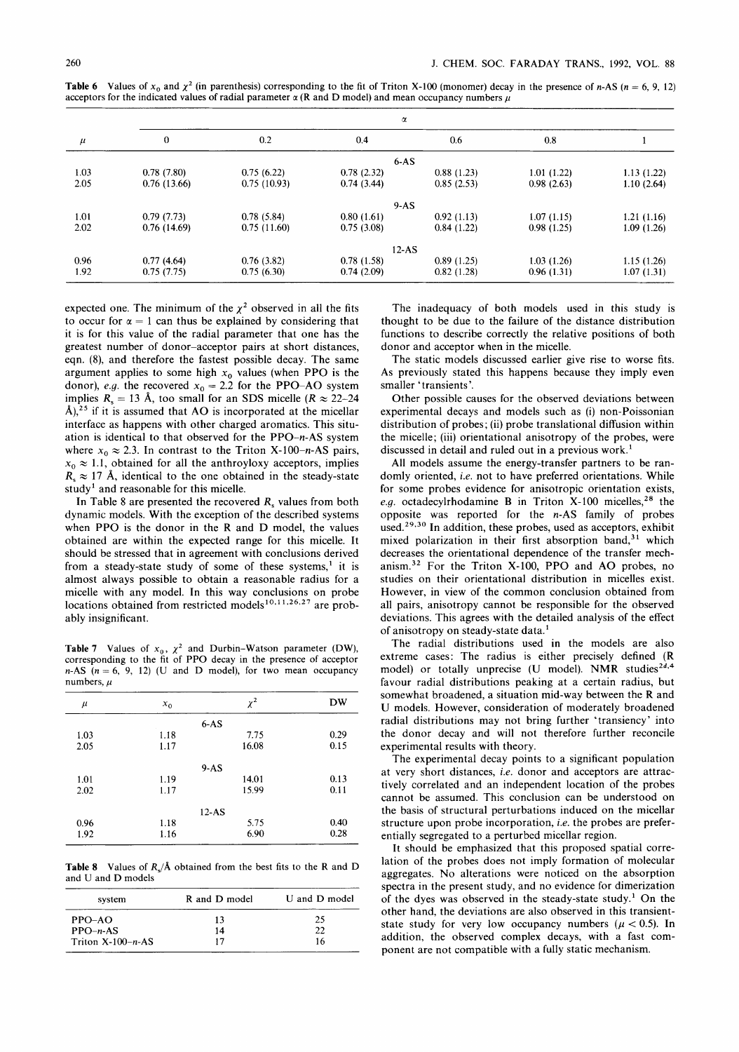**Table 6** Values of $x_0$ and $\chi^2$ (in parenthesis) corresponding to the fit of Triton X-100 (monomer) decay in the presence of *n*-AS ($n$ = 6, 9, 12) acceptors for the indicated values of radial parameter $\alpha$ (R and D model) and mean occupancy numbers $\mu$

| $\mu$ | $\alpha$ | | | | | |
|---|---|---|---|---|---|---|
| | 0 | 0.2 | 0.4 | 0.6 | 0.8 | 1 |
| | | | 6-AS | | | |
| 1.03 | 0.78 (7.80) | 0.75 (6.22) | 0.78 (2.32) | 0.88 (1.23) | 1.01 (1.22) | 1.13 (1.22) |
| 2.05 | 0.76 (13.66) | 0.75 (10.93) | 0.74 (3.44) | 0.85 (2.53) | 0.98 (2.63) | 1.10 (2.64) |
| | | | 9-AS | | | |
| 1.01 | 0.79 (7.73) | 0.78 (5.84) | 0.80 (1.61) | 0.92 (1.13) | 1.07 (1.15) | 1.21 (1.16) |
| 2.02 | 0.76 (14.69) | 0.75 (11.60) | 0.75 (3.08) | 0.84 (1.22) | 0.98 (1.25) | 1.09 (1.26) |
| | | | 12-AS | | | |
| 0.96 | 0.77 (4.64) | 0.76 (3.82) | 0.78 (1.58) | 0.89 (1.25) | 1.03 (1.26) | 1.15 (1.26) |
| 1.92 | 0.75 (7.75) | 0.75 (6.30) | 0.74 (2.09) | 0.82 (1.28) | 0.96 (1.31) | 1.07 (1.31) |

expected one. The minimum of the $\chi^2$ observed in all the fits to occur for $\alpha = 1$ can thus be explained by considering that it is for this value of the radial parameter that one has the greatest number of donor–acceptor pairs at short distances, eqn. (8), and therefore the fastest possible decay. The same argument applies to some high $x_0$ values (when PPO is the donor), *e.g.* the recovered $x_0 = 2.2$ for the PPO–AO system implies $R_s = 13$ Å, too small for an SDS micelle ($R \approx 22$–$24$ Å),[25] if it is assumed that AO is incorporated at the micellar interface as happens with other charged aromatics. This situation is identical to that observed for the PPO–*n*-AS system where $x_0 \approx 2.3$. In contrast to the Triton X-100–*n*-AS pairs, $x_0 \approx 1.1$, obtained for all the anthroyloxy acceptors, implies $R_s \approx 17$ Å, identical to the one obtained in the steady-state study[1] and reasonable for this micelle.

In Table 8 are presented the recovered $R_s$ values from both dynamic models. With the exception of the described systems when PPO is the donor in the R and D model, the values obtained are within the expected range for this micelle. It should be stressed that in agreement with conclusions derived from a steady-state study of some of these systems,[1] it is almost always possible to obtain a reasonable radius for a micelle with any model. In this way conclusions on probe locations obtained from restricted models[10,11,26,27] are probably insignificant.

**Table 7** Values of $x_0$, $\chi^2$ and Durbin–Watson parameter (DW), corresponding to the fit of PPO decay in the presence of acceptor *n*-AS ($n$ = 6, 9, 12) (U and D model), for two mean occupancy numbers, $\mu$

| $\mu$ | $x_0$ | $\chi^2$ | DW |
|---|---|---|---|
| | | 6-AS | |
| 1.03 | 1.18 | 7.75 | 0.29 |
| 2.05 | 1.17 | 16.08 | 0.15 |
| | | 9-AS | |
| 1.01 | 1.19 | 14.01 | 0.13 |
| 2.02 | 1.17 | 15.99 | 0.11 |
| | | 12-AS | |
| 0.96 | 1.18 | 5.75 | 0.40 |
| 1.92 | 1.16 | 6.90 | 0.28 |

**Table 8** Values of $R_s$/Å obtained from the best fits to the R and D and U and D models

| system | R and D model | U and D model |
|---|---|---|
| PPO–AO | 13 | 25 |
| PPO–*n*-AS | 14 | 22 |
| Triton X-100–*n*-AS | 17 | 16 |

The inadequacy of both models used in this study is thought to be due to the failure of the distance distribution functions to describe correctly the relative positions of both donor and acceptor when in the micelle.

The static models discussed earlier give rise to worse fits. As previously stated this happens because they imply even smaller 'transients'.

Other possible causes for the observed deviations between experimental decays and models such as (i) non-Poissonian distribution of probes; (ii) probe translational diffusion within the micelle; (iii) orientational anisotropy of the probes, were discussed in detail and ruled out in a previous work.[1]

All models assume the energy-transfer partners to be randomly oriented, *i.e.* not to have preferred orientations. While for some probes evidence for anisotropic orientation exists, *e.g.* octadecylrhodamine B in Triton X-100 micelles,[28] the opposite was reported for the *n*-AS family of probes used.[29,30] In addition, these probes, used as acceptors, exhibit mixed polarization in their first absorption band,[31] which decreases the orientational dependence of the transfer mechanism.[32] For the Triton X-100, PPO and AO probes, no studies on their orientational distribution in micelles exist. However, in view of the common conclusion obtained from all pairs, anisotropy cannot be responsible for the observed deviations. This agrees with the detailed analysis of the effect of anisotropy on steady-state data.[1]

The radial distributions used in the models are also extreme cases: The radius is either precisely defined (R model) or totally unprecise (U model). NMR studies[24,4] favour radial distributions peaking at a certain radius, but somewhat broadened, a situation mid-way between the R and U models. However, consideration of moderately broadened radial distributions may not bring further 'transiency' into the donor decay and will not therefore further reconcile experimental results with theory.

The experimental decay points to a significant population at very short distances, *i.e.* donor and acceptors are attractively correlated and an independent location of the probes cannot be assumed. This conclusion can be understood on the basis of structural perturbations induced on the micellar structure upon probe incorporation, *i.e.* the probes are preferentially segregated to a perturbed micellar region.

It should be emphasized that this proposed spatial correlation of the probes does not imply formation of molecular aggregates. No alterations were noticed on the absorption spectra in the present study, and no evidence for dimerization of the dyes was observed in the steady-state study.[1] On the other hand, the deviations are also observed in this transient-state study for very low occupancy numbers ($\mu < 0.5$). In addition, the observed complex decays, with a fast component are not compatible with a fully static mechanism.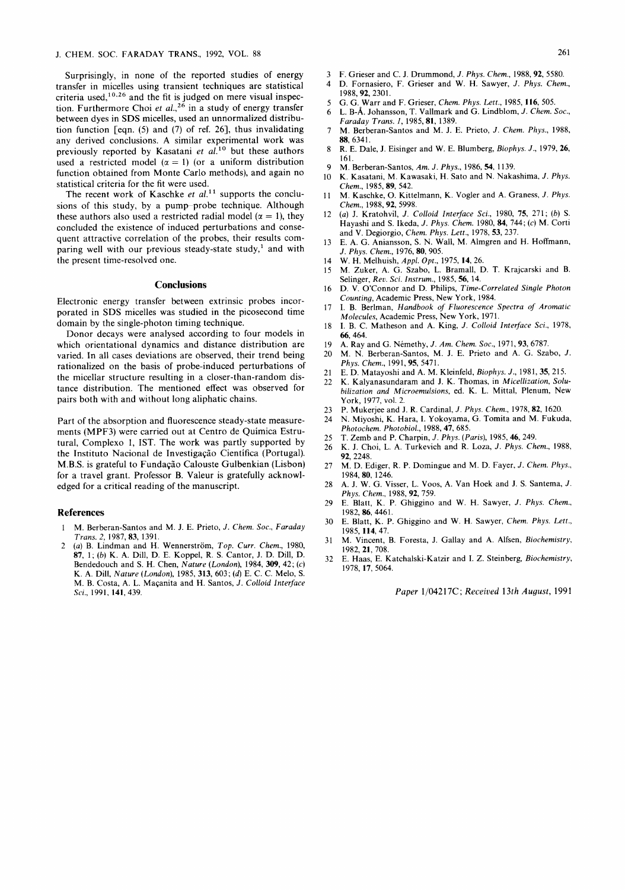Surprisingly, in none of the reported studies of energy transfer in micelles using transient techniques are statistical criteria used,[10,26] and the fit is judged on mere visual inspection. Furthermore Choi *et al.*,[26] in a study of energy transfer between dyes in SDS micelles, used an unnormalized distribution function [eqn. (5) and (7) of ref. 26], thus invalidating any derived conclusions. A similar experimental work was previously reported by Kasatani *et al.*[10] but these authors used a restricted model ($\alpha = 1$) (or a uniform distribution function obtained from Monte Carlo methods), and again no statistical criteria for the fit were used.

The recent work of Kaschke *et al.*[11] supports the conclusions of this study, by a pump–probe technique. Although these authors also used a restricted radial model ($\alpha = 1$), they concluded the existence of induced perturbations and consequent attractive correlation of the probes, their results comparing well with our previous steady-state study,[1] and with the present time-resolved one.

## Conclusions

Electronic energy transfer between extrinsic probes incorporated in SDS micelles was studied in the picosecond time domain by the single-photon timing technique.

Donor decays were analysed according to four models in which orientational dynamics and distance distribution are varied. In all cases deviations are observed, their trend being rationalized on the basis of probe-induced perturbations of the micellar structure resulting in a closer-than-random distance distribution. The mentioned effect was observed for pairs both with and without long aliphatic chains.

Part of the absorption and fluorescence steady-state measurements (MPF3) were carried out at Centro de Química Estrutural, Complexo 1, IST. The work was partly supported by the Instituto Nacional de Investigação Científica (Portugal). M.B.S. is grateful to Fundação Calouste Gulbenkian (Lisbon) for a travel grant. Professor B. Valeur is gratefully acknowledged for a critical reading of the manuscript.

## References

1. M. Berberan-Santos and M. J. E. Prieto, *J. Chem. Soc., Faraday Trans. 2*, 1987, **83**, 1391.
2. (*a*) B. Lindman and H. Wennerström, *Top. Curr. Chem.*, 1980, **87**, 1; (*b*) K. A. Dill, D. E. Koppel, R. S. Cantor, J. D. Dill, D. Bendedouch and S. H. Chen, *Nature (London)*, 1984, **309**, 42; (*c*) K. A. Dill, *Nature (London)*, 1985, **313**, 603; (*d*) E. C. C. Melo, S. M. B. Costa, A. L. Maçanita and H. Santos, *J. Colloid Interface Sci.*, 1991, **141**, 439.
3. F. Grieser and C. J. Drummond, *J. Phys. Chem.*, 1988, **92**, 5580.
4. D. Fornasiero, F. Grieser and W. H. Sawyer, *J. Phys. Chem.*, 1988, **92**, 2301.
5. G. G. Warr and F. Grieser, *Chem. Phys. Lett.*, 1985, **116**, 505.
6. L. B-Å. Johansson, T. Vallmark and G. Lindblom, *J. Chem. Soc., Faraday Trans. 1*, 1985, **81**, 1389.
7. M. Berberan-Santos and M. J. E. Prieto, *J. Chem. Phys.*, 1988, **88**, 6341.
8. R. E. Dale, J. Eisinger and W. E. Blumberg, *Biophys. J.*, 1979, **26**, 161.
9. M. Berberan-Santos, *Am. J. Phys.*, 1986, **54**, 1139.
10. K. Kasatani, M. Kawasaki, H. Sato and N. Nakashima, *J. Phys. Chem.*, 1985, **89**, 542.
11. M. Kaschke, O. Kittelmann, K. Vogler and A. Graness, *J. Phys. Chem.*, 1988, **92**, 5998.
12. (*a*) J. Kratohvil, *J. Colloid Interface Sci.*, 1980, **75**, 271; (*b*) S. Hayashi and S. Ikeda, *J. Phys. Chem.* 1980, **84**, 744; (*c*) M. Corti and V. Degiorgio, *Chem. Phys. Lett.*, 1978, **53**, 237.
13. E. A. G. Aniansson, S. N. Wall, M. Almgren and H. Hoffmann, *J. Phys. Chem.*, 1976, **80**, 905.
14. W. H. Melhuish, *Appl. Opt.*, 1975, **14**, 26.
15. M. Zuker, A. G. Szabo, L. Bramall, D. T. Krajcarski and B. Selinger, *Rev. Sci. Instrum.*, 1985, **56**, 14.
16. D. V. O'Connor and D. Philips, *Time-Correlated Single Photon Counting*, Academic Press, New York, 1984.
17. I. B. Berlman, *Handbook of Fluorescence Spectra of Aromatic Molecules*, Academic Press, New York, 1971.
18. I. B. C. Matheson and A. King, *J. Colloid Interface Sci.*, 1978, **66**, 464.
19. A. Ray and G. Némethy, *J. Am. Chem. Soc.*, 1971, **93**, 6787.
20. M. N. Berberan-Santos, M. J. E. Prieto and A. G. Szabo, *J. Phys. Chem.*, 1991, **95**, 5471.
21. E. D. Matayoshi and A. M. Kleinfeld, *Biophys. J.*, 1981, **35**, 215.
22. K. Kalyanasundaram and J. K. Thomas, in *Micellization, Solubilization and Microemulsions*, ed. K. L. Mittal, Plenum, New York, 1977, vol. 2.
23. P. Mukerjee and J. R. Cardinal, *J. Phys. Chem.*, 1978, **82**, 1620.
24. N. Miyoshi, K. Hara, I. Yokoyama, G. Tomita and M. Fukuda, *Photochem. Photobiol.*, 1988, **47**, 685.
25. T. Zemb and P. Charpin, *J. Phys. (Paris)*, 1985, **46**, 249.
26. K. J. Choi, L. A. Turkevich and R. Loza, *J. Phys. Chem.*, 1988, **92**, 2248.
27. M. D. Ediger, R. P. Domingue and M. D. Fayer, *J. Chem. Phys.*, 1984, **80**, 1246.
28. A. J. W. G. Visser, L. Voos, A. Van Hoek and J. S. Santema, *J. Phys. Chem.*, 1988, **92**, 759.
29. E. Blatt, K. P. Ghiggino and W. H. Sawyer, *J. Phys. Chem.*, 1982, **86**, 4461.
30. E. Blatt, K. P. Ghiggino and W. H. Sawyer, *Chem. Phys. Lett.*, 1985, **114**, 47.
31. M. Vincent, B. Foresta, J. Gallay and A. Alfsen, *Biochemistry*, 1982, **21**, 708.
32. E. Haas, E. Katchalski-Katzir and I. Z. Steinberg, *Biochemistry*, 1978, **17**, 5064.

*Paper 1/04217C; Received 13th August, 1991*